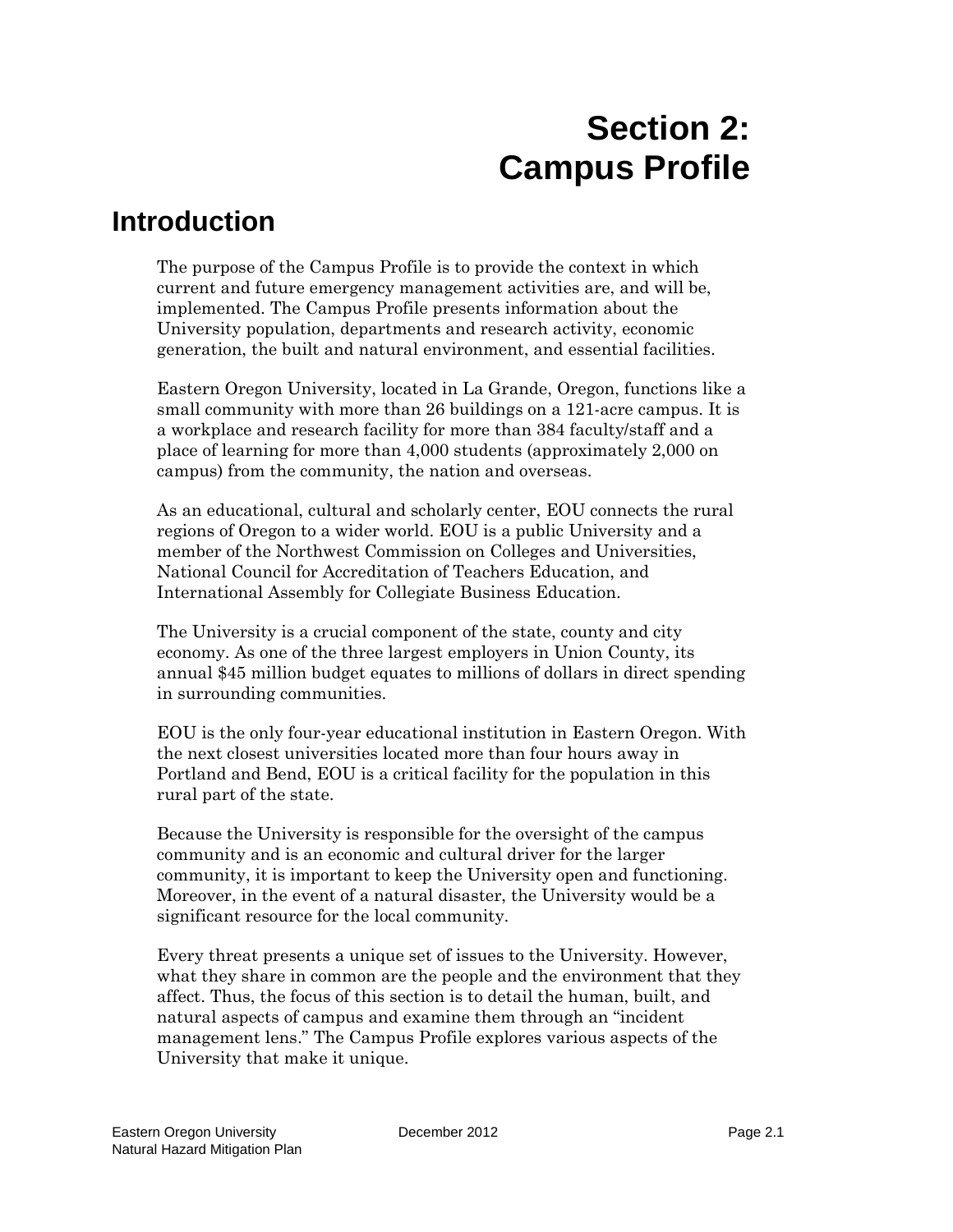# Section 2: Campus Profile

## Introduction

The purpose of the Campus Profile is to provide the context in which current and future emergency management activities are, and will be, implemented. The Campus Profile presents information about the University population, departments and research activity, economic generation, the built and natural environment, and essential facilities.

Eastern Oregon University, located in La Grande, Oregon, functions like a small community with more than 26 buildings on a 121-acre campus. It is a workplace and research facility for more than 384 faculty/staff and a place of learning for more than 4,000 students (approximately 2,000 on campus) from the community, the nation and overseas.

As an educational, cultural and scholarly center, EOU connects the rural regions of Oregon to a wider world. EOU is a public University and a member of the Northwest Commission on Colleges and Universities, National Council for Accreditation of Teachers Education, and International Assembly for Collegiate Business Education.

The University is a crucial component of the state, county and city economy. As one of the three largest employers in Union County, its annual $45 million budget equates to millions of dollars in direct spending in surrounding communities.

EOU is the only four-year educational institution in Eastern Oregon. With the next closest universities located more than four hours away in Portland and Bend, EOU is a critical facility for the population in this rural part of the state.

Because the University is responsible for the oversight of the campus community and is an economic and cultural driver for the larger community, it is important to keep the University open and functioning. Moreover, in the event of a natural disaster, the University would be a significant resource for the local community.

Every threat presents a unique set of issues to the University. However, what they share in common are the people and the environment that they affect. Thus, the focus of this section is to detail the human, built, and natural aspects of campus and examine them through an "incident management lens." The Campus Profile explores various aspects of the University that make it unique.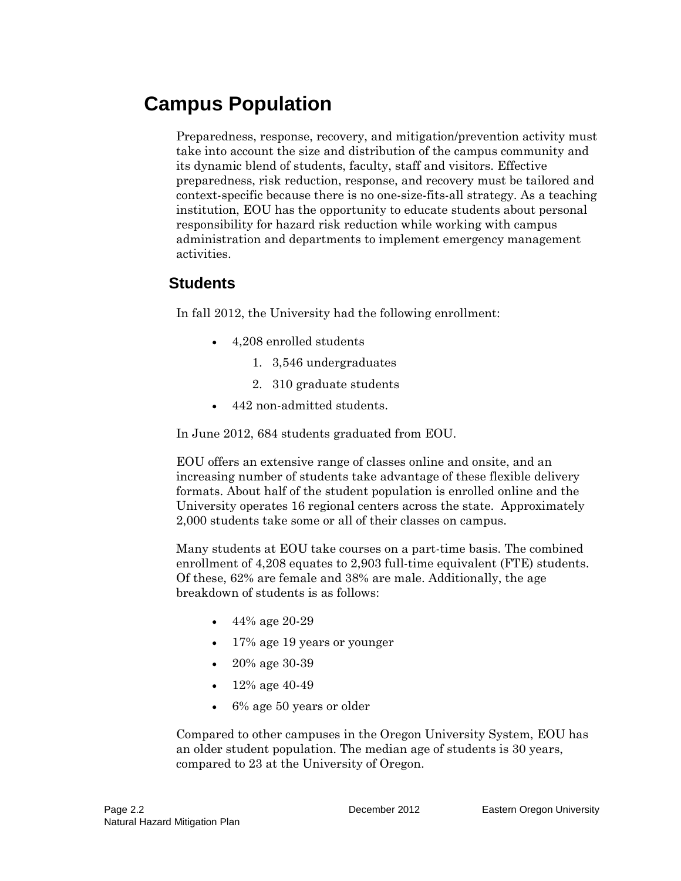# Campus Population

Preparedness, response, recovery, and mitigation/prevention activity must take into account the size and distribution of the campus community and its dynamic blend of students, faculty, staff and visitors. Effective preparedness, risk reduction, response, and recovery must be tailored and context-specific because there is no one-size-fits-all strategy. As a teaching institution, EOU has the opportunity to educate students about personal responsibility for hazard risk reduction while working with campus administration and departments to implement emergency management activities.

## Students

In fall 2012, the University had the following enrollment:

- 4,208 enrolled students
    1. 3,546 undergraduates
    2. 310 graduate students
- 442 non-admitted students.

In June 2012, 684 students graduated from EOU.

EOU offers an extensive range of classes online and onsite, and an increasing number of students take advantage of these flexible delivery formats. About half of the student population is enrolled online and the University operates 16 regional centers across the state. Approximately 2,000 students take some or all of their classes on campus.

Many students at EOU take courses on a part-time basis. The combined enrollment of 4,208 equates to 2,903 full-time equivalent (FTE) students. Of these, 62% are female and 38% are male. Additionally, the age breakdown of students is as follows:

- 44% age 20-29
- 17% age 19 years or younger
- 20% age 30-39
- 12% age 40-49
- 6% age 50 years or older

Compared to other campuses in the Oregon University System, EOU has an older student population. The median age of students is 30 years, compared to 23 at the University of Oregon.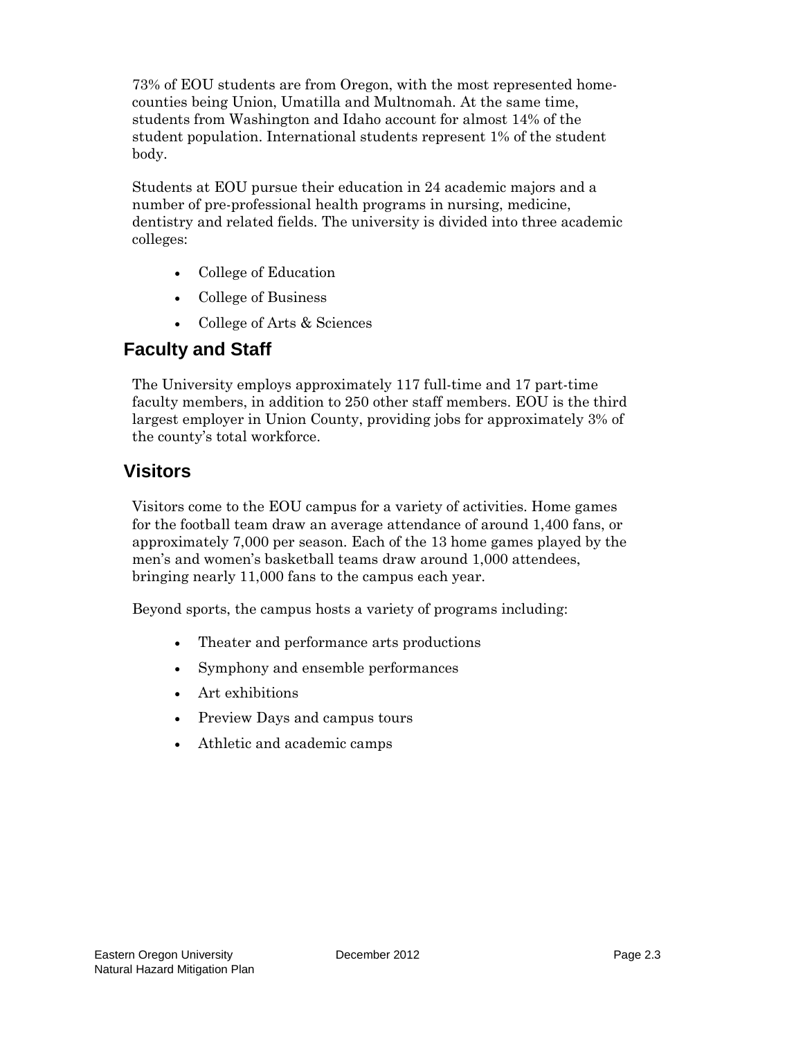73% of EOU students are from Oregon, with the most represented home-counties being Union, Umatilla and Multnomah. At the same time, students from Washington and Idaho account for almost 14% of the student population. International students represent 1% of the student body.

Students at EOU pursue their education in 24 academic majors and a number of pre-professional health programs in nursing, medicine, dentistry and related fields. The university is divided into three academic colleges:

- College of Education
- College of Business
- College of Arts & Sciences

## Faculty and Staff

The University employs approximately 117 full-time and 17 part-time faculty members, in addition to 250 other staff members. EOU is the third largest employer in Union County, providing jobs for approximately 3% of the county's total workforce.

## Visitors

Visitors come to the EOU campus for a variety of activities. Home games for the football team draw an average attendance of around 1,400 fans, or approximately 7,000 per season. Each of the 13 home games played by the men's and women's basketball teams draw around 1,000 attendees, bringing nearly 11,000 fans to the campus each year.

Beyond sports, the campus hosts a variety of programs including:

- Theater and performance arts productions
- Symphony and ensemble performances
- Art exhibitions
- Preview Days and campus tours
- Athletic and academic camps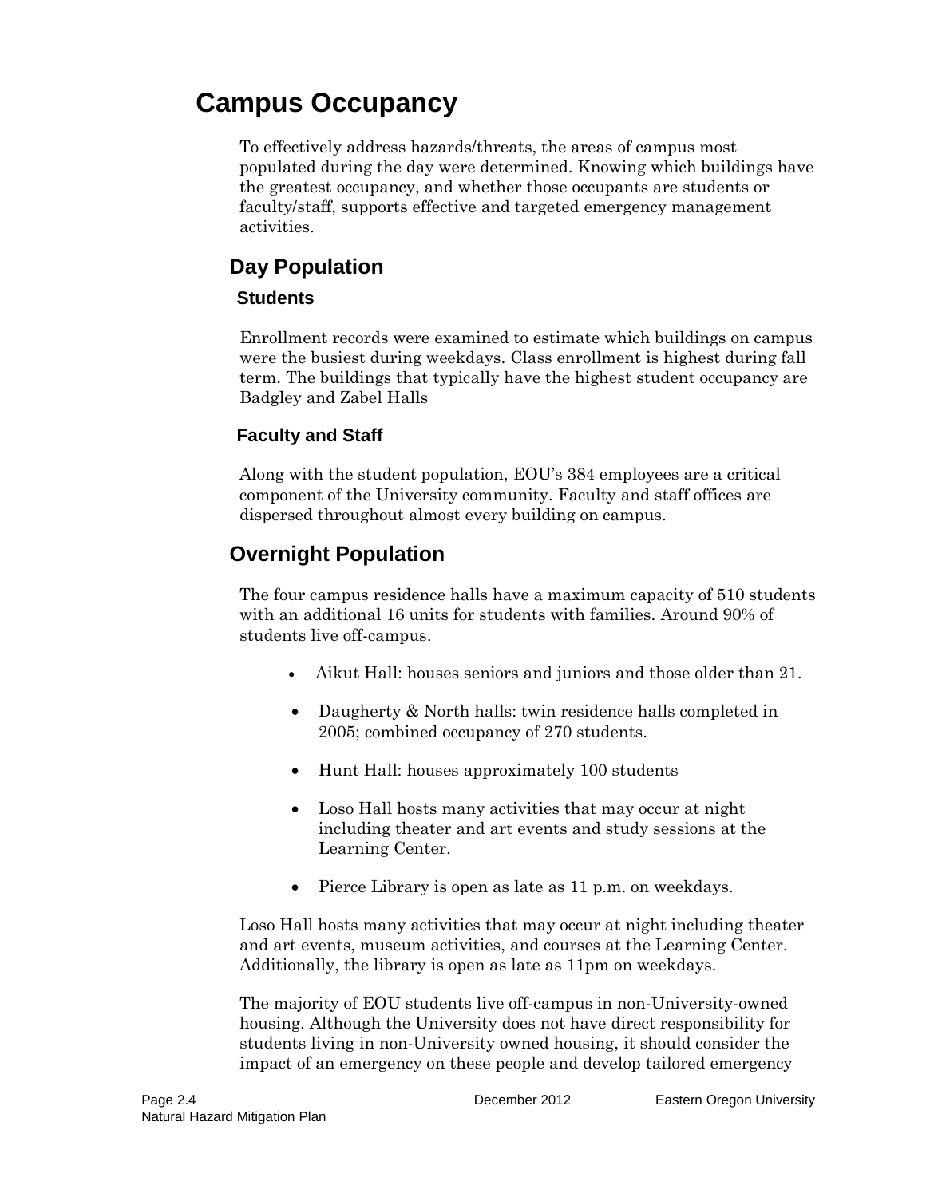# Campus Occupancy

To effectively address hazards/threats, the areas of campus most populated during the day were determined. Knowing which buildings have the greatest occupancy, and whether those occupants are students or faculty/staff, supports effective and targeted emergency management activities.

## Day Population

### Students

Enrollment records were examined to estimate which buildings on campus were the busiest during weekdays. Class enrollment is highest during fall term. The buildings that typically have the highest student occupancy are Badgley and Zabel Halls

### Faculty and Staff

Along with the student population, EOU's 384 employees are a critical component of the University community. Faculty and staff offices are dispersed throughout almost every building on campus.

## Overnight Population

The four campus residence halls have a maximum capacity of 510 students with an additional 16 units for students with families. Around 90% of students live off-campus.

- Aikut Hall: houses seniors and juniors and those older than 21.
- Daugherty & North halls: twin residence halls completed in 2005; combined occupancy of 270 students.
- Hunt Hall: houses approximately 100 students
- Loso Hall hosts many activities that may occur at night including theater and art events and study sessions at the Learning Center.
- Pierce Library is open as late as 11 p.m. on weekdays.

Loso Hall hosts many activities that may occur at night including theater and art events, museum activities, and courses at the Learning Center. Additionally, the library is open as late as 11pm on weekdays.

The majority of EOU students live off-campus in non-University-owned housing. Although the University does not have direct responsibility for students living in non-University owned housing, it should consider the impact of an emergency on these people and develop tailored emergency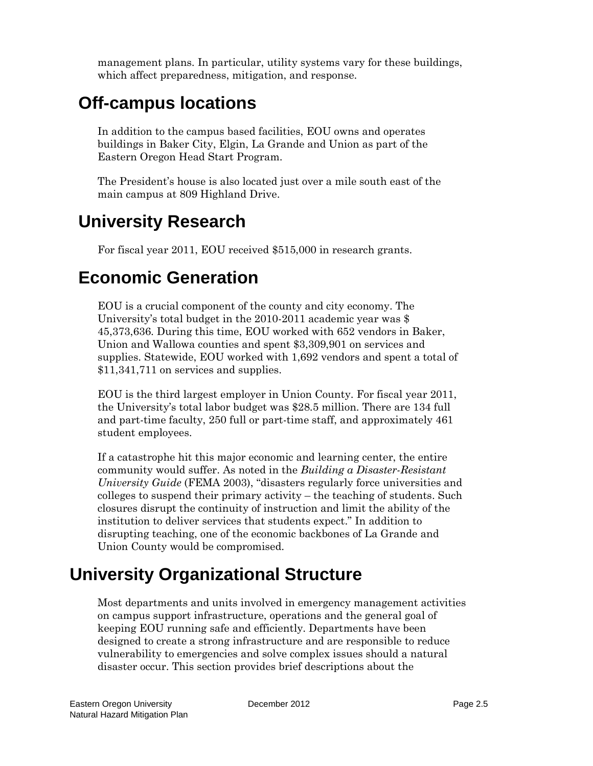management plans. In particular, utility systems vary for these buildings, which affect preparedness, mitigation, and response.

## Off-campus locations

In addition to the campus based facilities, EOU owns and operates buildings in Baker City, Elgin, La Grande and Union as part of the Eastern Oregon Head Start Program.

The President's house is also located just over a mile south east of the main campus at 809 Highland Drive.

## University Research

For fiscal year 2011, EOU received $515,000 in research grants.

## Economic Generation

EOU is a crucial component of the county and city economy. The University's total budget in the 2010-2011 academic year was $ 45,373,636. During this time, EOU worked with 652 vendors in Baker, Union and Wallowa counties and spent $3,309,901 on services and supplies. Statewide, EOU worked with 1,692 vendors and spent a total of $11,341,711 on services and supplies.

EOU is the third largest employer in Union County. For fiscal year 2011, the University's total labor budget was $28.5 million. There are 134 full and part-time faculty, 250 full or part-time staff, and approximately 461 student employees.

If a catastrophe hit this major economic and learning center, the entire community would suffer. As noted in the *Building a Disaster-Resistant University Guide* (FEMA 2003), "disasters regularly force universities and colleges to suspend their primary activity – the teaching of students. Such closures disrupt the continuity of instruction and limit the ability of the institution to deliver services that students expect." In addition to disrupting teaching, one of the economic backbones of La Grande and Union County would be compromised.

# University Organizational Structure

Most departments and units involved in emergency management activities on campus support infrastructure, operations and the general goal of keeping EOU running safe and efficiently. Departments have been designed to create a strong infrastructure and are responsible to reduce vulnerability to emergencies and solve complex issues should a natural disaster occur. This section provides brief descriptions about the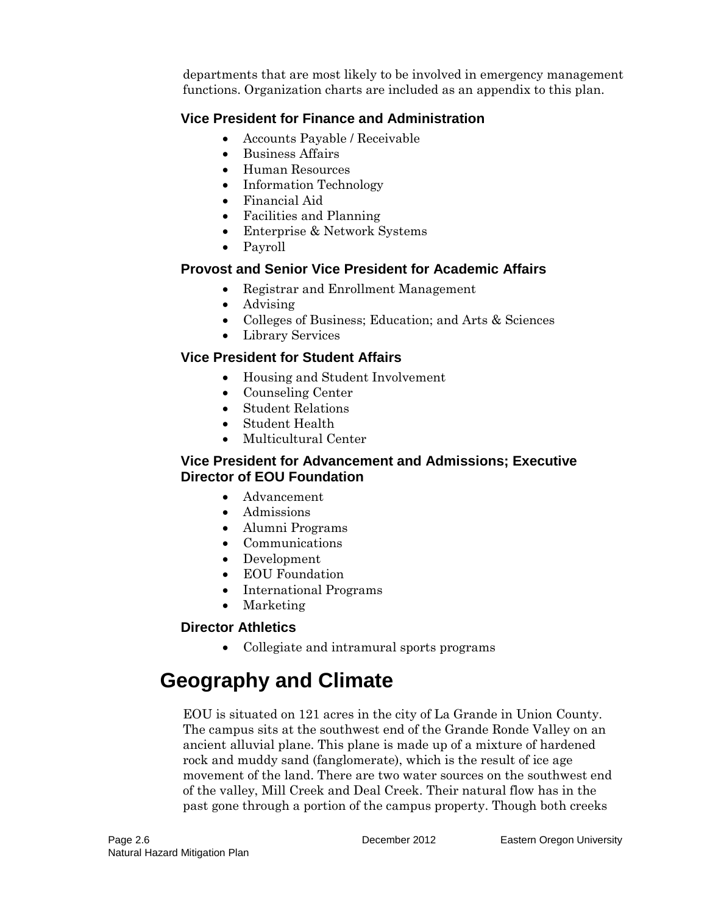departments that are most likely to be involved in emergency management functions. Organization charts are included as an appendix to this plan.

### Vice President for Finance and Administration

- Accounts Payable / Receivable
- Business Affairs
- Human Resources
- Information Technology
- Financial Aid
- Facilities and Planning
- Enterprise & Network Systems
- Payroll

### Provost and Senior Vice President for Academic Affairs

- Registrar and Enrollment Management
- Advising
- Colleges of Business; Education; and Arts & Sciences
- Library Services

### Vice President for Student Affairs

- Housing and Student Involvement
- Counseling Center
- Student Relations
- Student Health
- Multicultural Center

### Vice President for Advancement and Admissions; Executive Director of EOU Foundation

- Advancement
- Admissions
- Alumni Programs
- Communications
- Development
- EOU Foundation
- International Programs
- Marketing

### Director Athletics

- Collegiate and intramural sports programs

## Geography and Climate

EOU is situated on 121 acres in the city of La Grande in Union County. The campus sits at the southwest end of the Grande Ronde Valley on an ancient alluvial plane. This plane is made up of a mixture of hardened rock and muddy sand (fanglomerate), which is the result of ice age movement of the land. There are two water sources on the southwest end of the valley, Mill Creek and Deal Creek. Their natural flow has in the past gone through a portion of the campus property. Though both creeks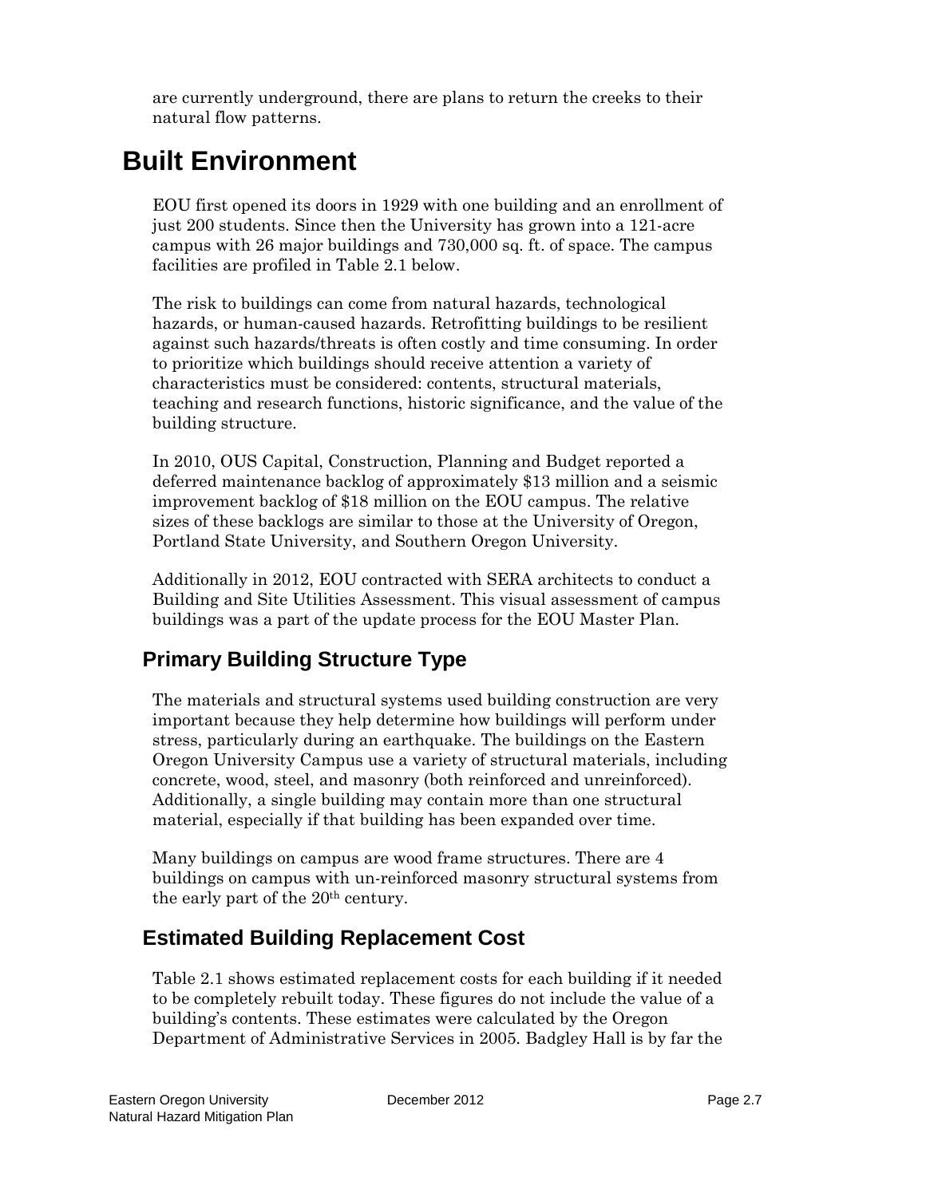are currently underground, there are plans to return the creeks to their natural flow patterns.

# Built Environment

EOU first opened its doors in 1929 with one building and an enrollment of just 200 students. Since then the University has grown into a 121-acre campus with 26 major buildings and 730,000 sq. ft. of space. The campus facilities are profiled in Table 2.1 below.

The risk to buildings can come from natural hazards, technological hazards, or human-caused hazards. Retrofitting buildings to be resilient against such hazards/threats is often costly and time consuming. In order to prioritize which buildings should receive attention a variety of characteristics must be considered: contents, structural materials, teaching and research functions, historic significance, and the value of the building structure.

In 2010, OUS Capital, Construction, Planning and Budget reported a deferred maintenance backlog of approximately $13 million and a seismic improvement backlog of $18 million on the EOU campus. The relative sizes of these backlogs are similar to those at the University of Oregon, Portland State University, and Southern Oregon University.

Additionally in 2012, EOU contracted with SERA architects to conduct a Building and Site Utilities Assessment. This visual assessment of campus buildings was a part of the update process for the EOU Master Plan.

## Primary Building Structure Type

The materials and structural systems used building construction are very important because they help determine how buildings will perform under stress, particularly during an earthquake. The buildings on the Eastern Oregon University Campus use a variety of structural materials, including concrete, wood, steel, and masonry (both reinforced and unreinforced). Additionally, a single building may contain more than one structural material, especially if that building has been expanded over time.

Many buildings on campus are wood frame structures. There are 4 buildings on campus with un-reinforced masonry structural systems from the early part of the 20th century.

## Estimated Building Replacement Cost

Table 2.1 shows estimated replacement costs for each building if it needed to be completely rebuilt today. These figures do not include the value of a building's contents. These estimates were calculated by the Oregon Department of Administrative Services in 2005. Badgley Hall is by far the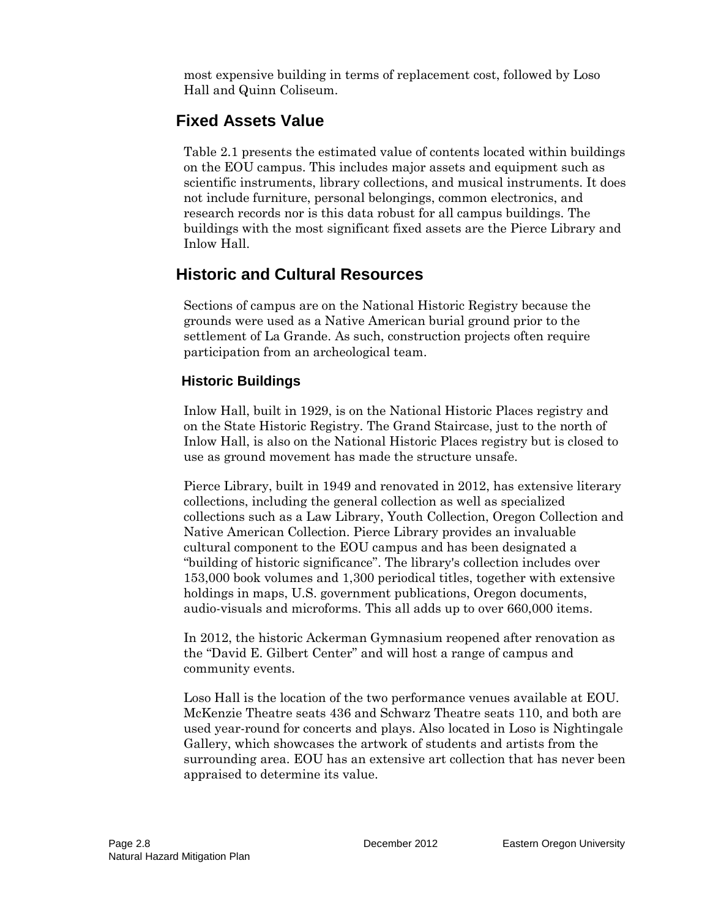most expensive building in terms of replacement cost, followed by Loso Hall and Quinn Coliseum.

## Fixed Assets Value

Table 2.1 presents the estimated value of contents located within buildings on the EOU campus. This includes major assets and equipment such as scientific instruments, library collections, and musical instruments. It does not include furniture, personal belongings, common electronics, and research records nor is this data robust for all campus buildings. The buildings with the most significant fixed assets are the Pierce Library and Inlow Hall.

## Historic and Cultural Resources

Sections of campus are on the National Historic Registry because the grounds were used as a Native American burial ground prior to the settlement of La Grande. As such, construction projects often require participation from an archeological team.

### Historic Buildings

Inlow Hall, built in 1929, is on the National Historic Places registry and on the State Historic Registry. The Grand Staircase, just to the north of Inlow Hall, is also on the National Historic Places registry but is closed to use as ground movement has made the structure unsafe.

Pierce Library, built in 1949 and renovated in 2012, has extensive literary collections, including the general collection as well as specialized collections such as a Law Library, Youth Collection, Oregon Collection and Native American Collection. Pierce Library provides an invaluable cultural component to the EOU campus and has been designated a "building of historic significance". The library's collection includes over 153,000 book volumes and 1,300 periodical titles, together with extensive holdings in maps, U.S. government publications, Oregon documents, audio-visuals and microforms. This all adds up to over 660,000 items.

In 2012, the historic Ackerman Gymnasium reopened after renovation as the "David E. Gilbert Center" and will host a range of campus and community events.

Loso Hall is the location of the two performance venues available at EOU. McKenzie Theatre seats 436 and Schwarz Theatre seats 110, and both are used year-round for concerts and plays. Also located in Loso is Nightingale Gallery, which showcases the artwork of students and artists from the surrounding area. EOU has an extensive art collection that has never been appraised to determine its value.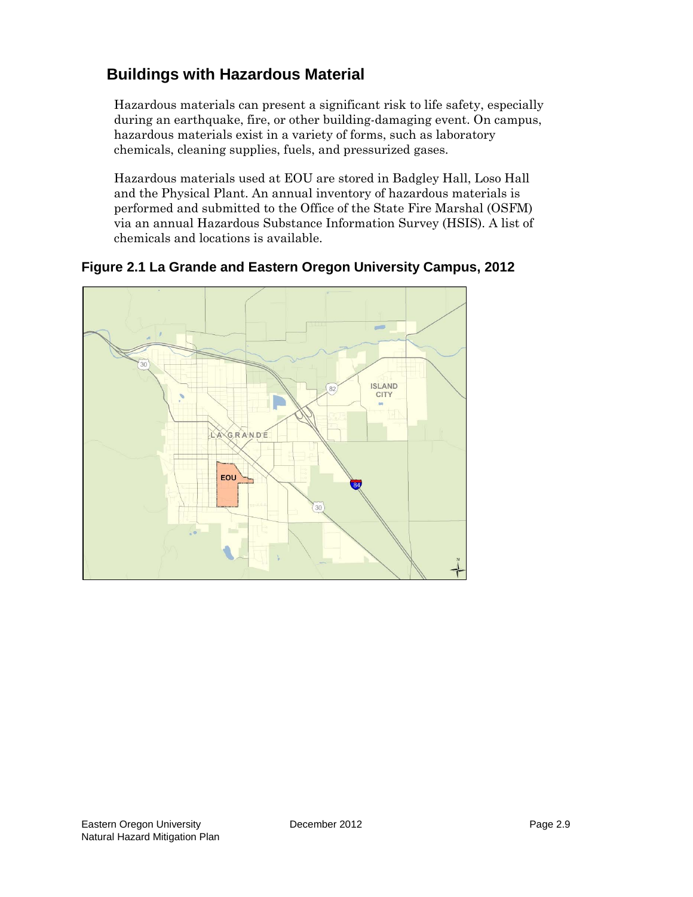## Buildings with Hazardous Material

Hazardous materials can present a significant risk to life safety, especially during an earthquake, fire, or other building-damaging event. On campus, hazardous materials exist in a variety of forms, such as laboratory chemicals, cleaning supplies, fuels, and pressurized gases.

Hazardous materials used at EOU are stored in Badgley Hall, Loso Hall and the Physical Plant. An annual inventory of hazardous materials is performed and submitted to the Office of the State Fire Marshal (OSFM) via an annual Hazardous Substance Information Survey (HSIS). A list of chemicals and locations is available.

**Figure 2.1 La Grande and Eastern Oregon University Campus, 2012**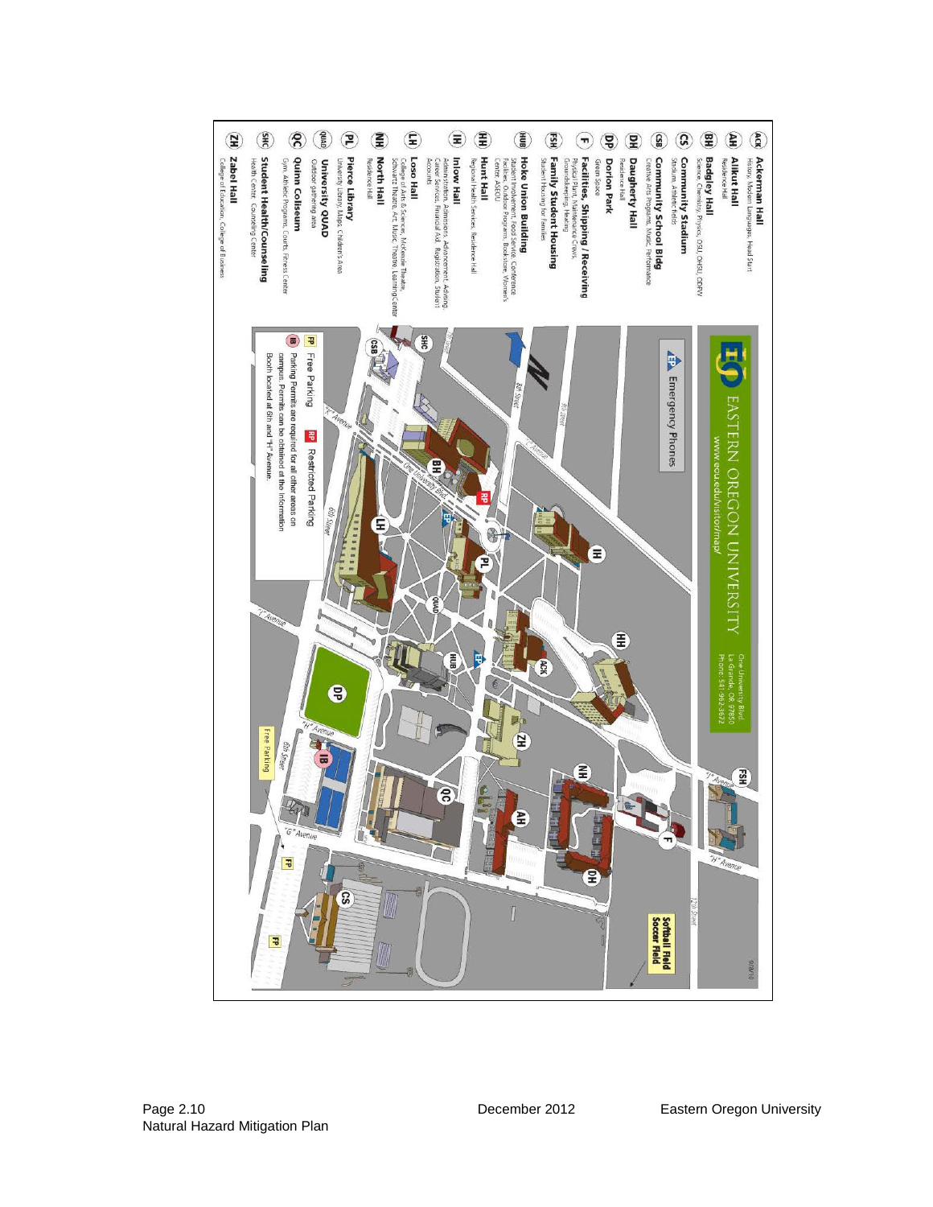# EASTERN OREGON UNIVERSITY

www.eou.edu/visitor/map/

One University Blvd
La Grande, OR 97850
Phone: 541-962-3672

**ACK** — **Ackerman Hall** — History, Modern Languages, Head Start

**AH** — **Alikut Hall** — Residence Hall

**BH** — **Badgley Hall** — Science, Chemistry, Physics, OSU, OHSU, ODFW

**CS** — **Community Stadium** — Stadium, Athletic fields

**CSB** — **Community School Bldg** — Creative Arts Programs, Music, Performance

**DH** — **Daugherty Hall** — Residence Hall

**DP** — **Dorion Park** — Green Space

**F** — **Facilities, Shipping / Receiving** — Physical Plant, Maintenance Crews, Groundskeeping, Heating

**FSH** — **Family Student Housing** — Student Housing for Families

**HUB** — **Hoke Union Building** — Student Involvement, Food Service, Conference Facilities, Outdoor Programs, Bookstore, Women's Center, ASEOU

**HH** — **Hunt Hall** — Regional Health Services, Residence Hall

**IH** — **Inlow Hall** — Administration, Admissions, Advancement, Advising, Career Services, Financial Aid, Registration, Student Accounts

**LH** — **Loso Hall** — College of Arts & Sciences, McKenzie Theatre, Schwarz Theatre, Art, Music, Theatre, Learning Center

**NH** — **North Hall** — Residence Hall

**PL** — **Pierce Library** — University Library, Maps, Children's Area

**QUAD** — **University QUAD** — Outdoor gathering area

**QC** — **Quinn Coliseum** — Gym, Athletic Programs, Courts, Fitness Center

**SHC** — **Student Health/Counseling** — Health Center, Counseling Center

**ZH** — **Zabel Hall** — College of Education, College of Business

**EP** — Emergency Phones

**FP** — Free Parking

**RP** — Restricted Parking

**IB** — Parking Permits are required for all other areas on campus. Permits can be obtained at the Information Booth located at 6th and "H" Avenue.

Softball Field
Soccer Field

Free Parking

N

"K" Avenue · "J" Avenue · "I" Avenue · "H" Avenue · "G" Avenue · One University Blvd · 6th Street · 7th Street · 8th Street

9/9/10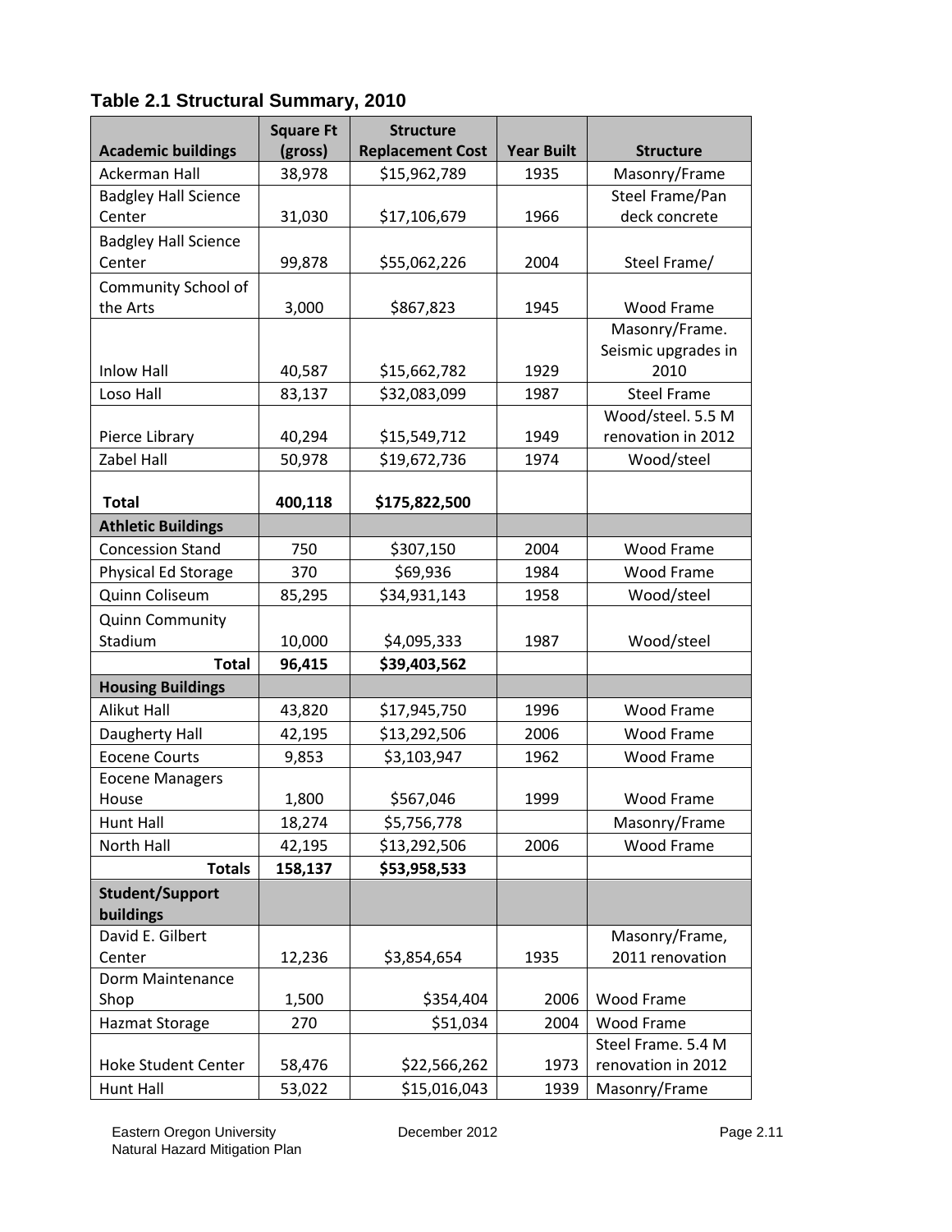### Table 2.1 Structural Summary, 2010

| Academic buildings | Square Ft (gross) | Structure Replacement Cost | Year Built | Structure |
|---|---|---|---|---|
| Ackerman Hall | 38,978 | $15,962,789 | 1935 | Masonry/Frame |
| Badgley Hall Science Center | 31,030 | $17,106,679 | 1966 | Steel Frame/Pan deck concrete |
| Badgley Hall Science Center | 99,878 | $55,062,226 | 2004 | Steel Frame/ |
| Community School of the Arts | 3,000 | $867,823 | 1945 | Wood Frame |
| Inlow Hall | 40,587 | $15,662,782 | 1929 | Masonry/Frame. Seismic upgrades in 2010 |
| Loso Hall | 83,137 | $32,083,099 | 1987 | Steel Frame |
| Pierce Library | 40,294 | $15,549,712 | 1949 | Wood/steel. 5.5 M renovation in 2012 |
| Zabel Hall | 50,978 | $19,672,736 | 1974 | Wood/steel |
| **Total** | **400,118** | **$175,822,500** | | |
| **Athletic Buildings** | | | | |
| Concession Stand | 750 | $307,150 | 2004 | Wood Frame |
| Physical Ed Storage | 370 | $69,936 | 1984 | Wood Frame |
| Quinn Coliseum | 85,295 | $34,931,143 | 1958 | Wood/steel |
| Quinn Community Stadium | 10,000 | $4,095,333 | 1987 | Wood/steel |
| **Total** | **96,415** | **$39,403,562** | | |
| **Housing Buildings** | | | | |
| Alikut Hall | 43,820 | $17,945,750 | 1996 | Wood Frame |
| Daugherty Hall | 42,195 | $13,292,506 | 2006 | Wood Frame |
| Eocene Courts | 9,853 | $3,103,947 | 1962 | Wood Frame |
| Eocene Managers House | 1,800 | $567,046 | 1999 | Wood Frame |
| Hunt Hall | 18,274 | $5,756,778 | | Masonry/Frame |
| North Hall | 42,195 | $13,292,506 | 2006 | Wood Frame |
| **Totals** | **158,137** | **$53,958,533** | | |
| **Student/Support buildings** | | | | |
| David E. Gilbert Center | 12,236 | $3,854,654 | 1935 | Masonry/Frame, 2011 renovation |
| Dorm Maintenance Shop | 1,500 | $354,404 | 2006 | Wood Frame |
| Hazmat Storage | 270 | $51,034 | 2004 | Wood Frame |
| Hoke Student Center | 58,476 | $22,566,262 | 1973 | Steel Frame. 5.4 M renovation in 2012 |
| Hunt Hall | 53,022 | $15,016,043 | 1939 | Masonry/Frame |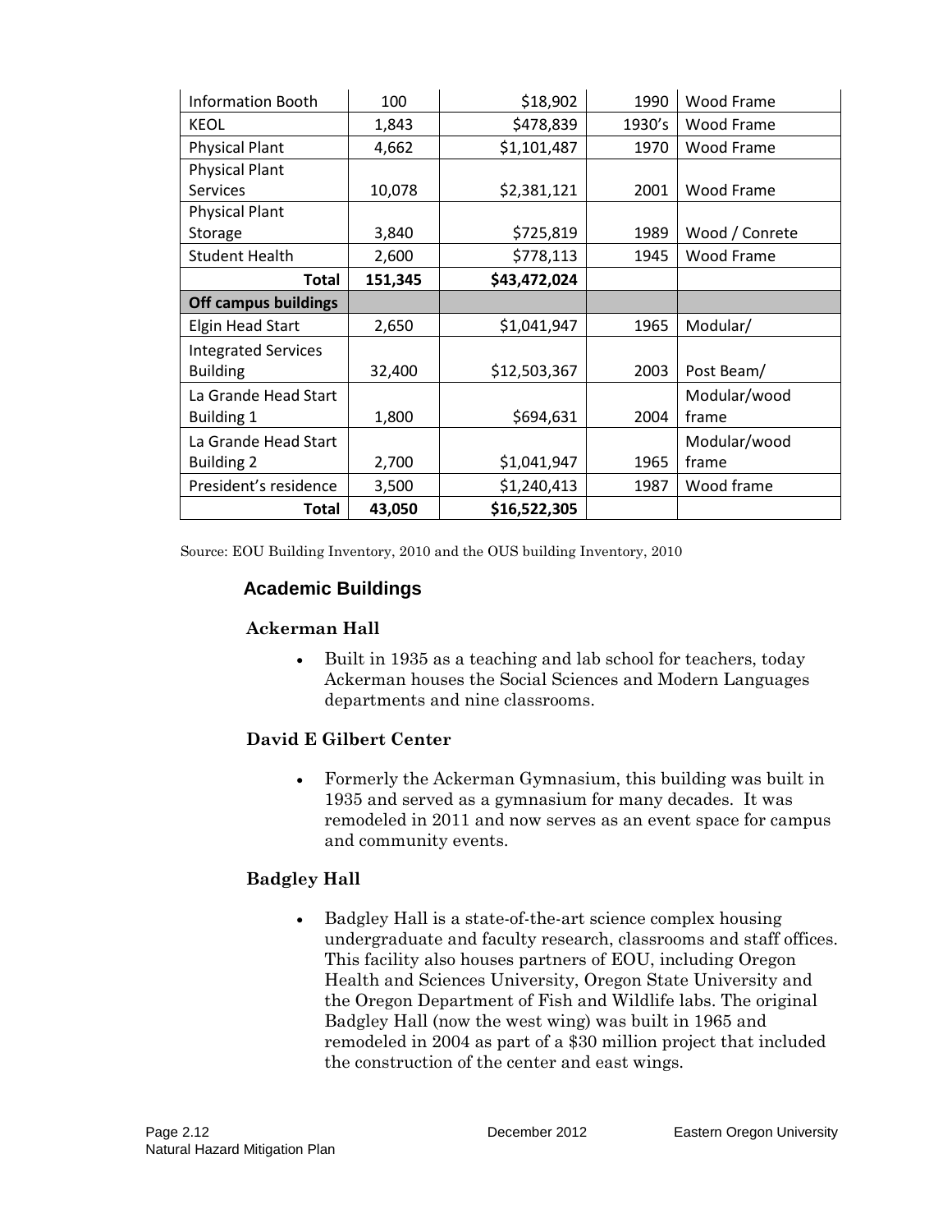| Information Booth | 100 | $18,902 | 1990 | Wood Frame |
|---|---|---|---|---|
| KEOL | 1,843 | $478,839 | 1930's | Wood Frame |
| Physical Plant | 4,662 | $1,101,487 | 1970 | Wood Frame |
| Physical Plant Services | 10,078 | $2,381,121 | 2001 | Wood Frame |
| Physical Plant Storage | 3,840 | $725,819 | 1989 | Wood / Conrete |
| Student Health | 2,600 | $778,113 | 1945 | Wood Frame |
| **Total** | **151,345** | **$43,472,024** | | |
| **Off campus buildings** | | | | |
| Elgin Head Start | 2,650 | $1,041,947 | 1965 | Modular/ |
| Integrated Services Building | 32,400 | $12,503,367 | 2003 | Post Beam/ |
| La Grande Head Start Building 1 | 1,800 | $694,631 | 2004 | Modular/wood frame |
| La Grande Head Start Building 2 | 2,700 | $1,041,947 | 1965 | Modular/wood frame |
| President's residence | 3,500 | $1,240,413 | 1987 | Wood frame |
| **Total** | **43,050** | **$16,522,305** | | |

Source: EOU Building Inventory, 2010 and the OUS building Inventory, 2010

## Academic Buildings

### Ackerman Hall

- Built in 1935 as a teaching and lab school for teachers, today Ackerman houses the Social Sciences and Modern Languages departments and nine classrooms.

### David E Gilbert Center

- Formerly the Ackerman Gymnasium, this building was built in 1935 and served as a gymnasium for many decades. It was remodeled in 2011 and now serves as an event space for campus and community events.

### Badgley Hall

- Badgley Hall is a state-of-the-art science complex housing undergraduate and faculty research, classrooms and staff offices. This facility also houses partners of EOU, including Oregon Health and Sciences University, Oregon State University and the Oregon Department of Fish and Wildlife labs. The original Badgley Hall (now the west wing) was built in 1965 and remodeled in 2004 as part of a $30 million project that included the construction of the center and east wings.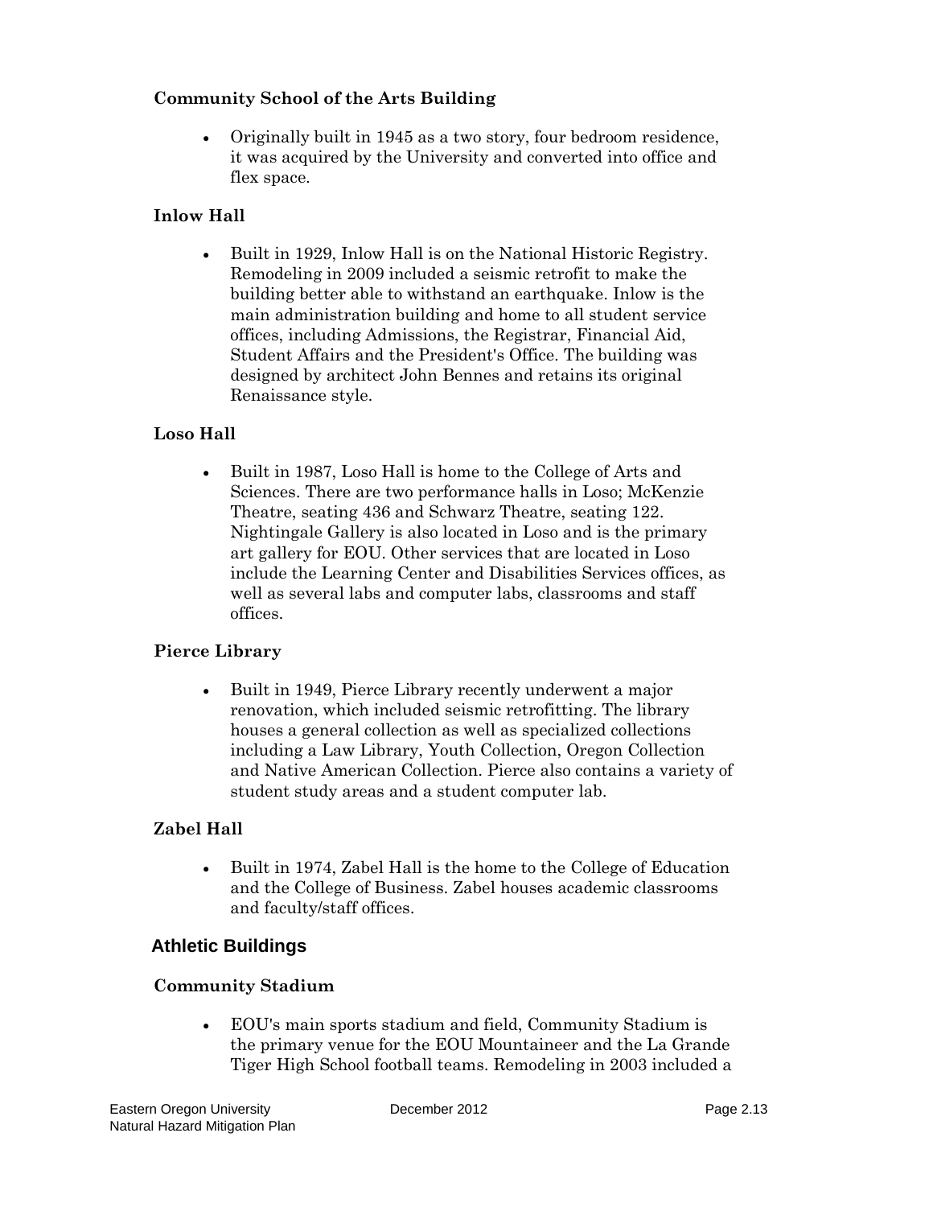### Community School of the Arts Building

- Originally built in 1945 as a two story, four bedroom residence, it was acquired by the University and converted into office and flex space.

### Inlow Hall

- Built in 1929, Inlow Hall is on the National Historic Registry. Remodeling in 2009 included a seismic retrofit to make the building better able to withstand an earthquake. Inlow is the main administration building and home to all student service offices, including Admissions, the Registrar, Financial Aid, Student Affairs and the President's Office. The building was designed by architect John Bennes and retains its original Renaissance style.

### Loso Hall

- Built in 1987, Loso Hall is home to the College of Arts and Sciences. There are two performance halls in Loso; McKenzie Theatre, seating 436 and Schwarz Theatre, seating 122. Nightingale Gallery is also located in Loso and is the primary art gallery for EOU. Other services that are located in Loso include the Learning Center and Disabilities Services offices, as well as several labs and computer labs, classrooms and staff offices.

### Pierce Library

- Built in 1949, Pierce Library recently underwent a major renovation, which included seismic retrofitting. The library houses a general collection as well as specialized collections including a Law Library, Youth Collection, Oregon Collection and Native American Collection. Pierce also contains a variety of student study areas and a student computer lab.

### Zabel Hall

- Built in 1974, Zabel Hall is the home to the College of Education and the College of Business. Zabel houses academic classrooms and faculty/staff offices.

## Athletic Buildings

### Community Stadium

- EOU's main sports stadium and field, Community Stadium is the primary venue for the EOU Mountaineer and the La Grande Tiger High School football teams. Remodeling in 2003 included a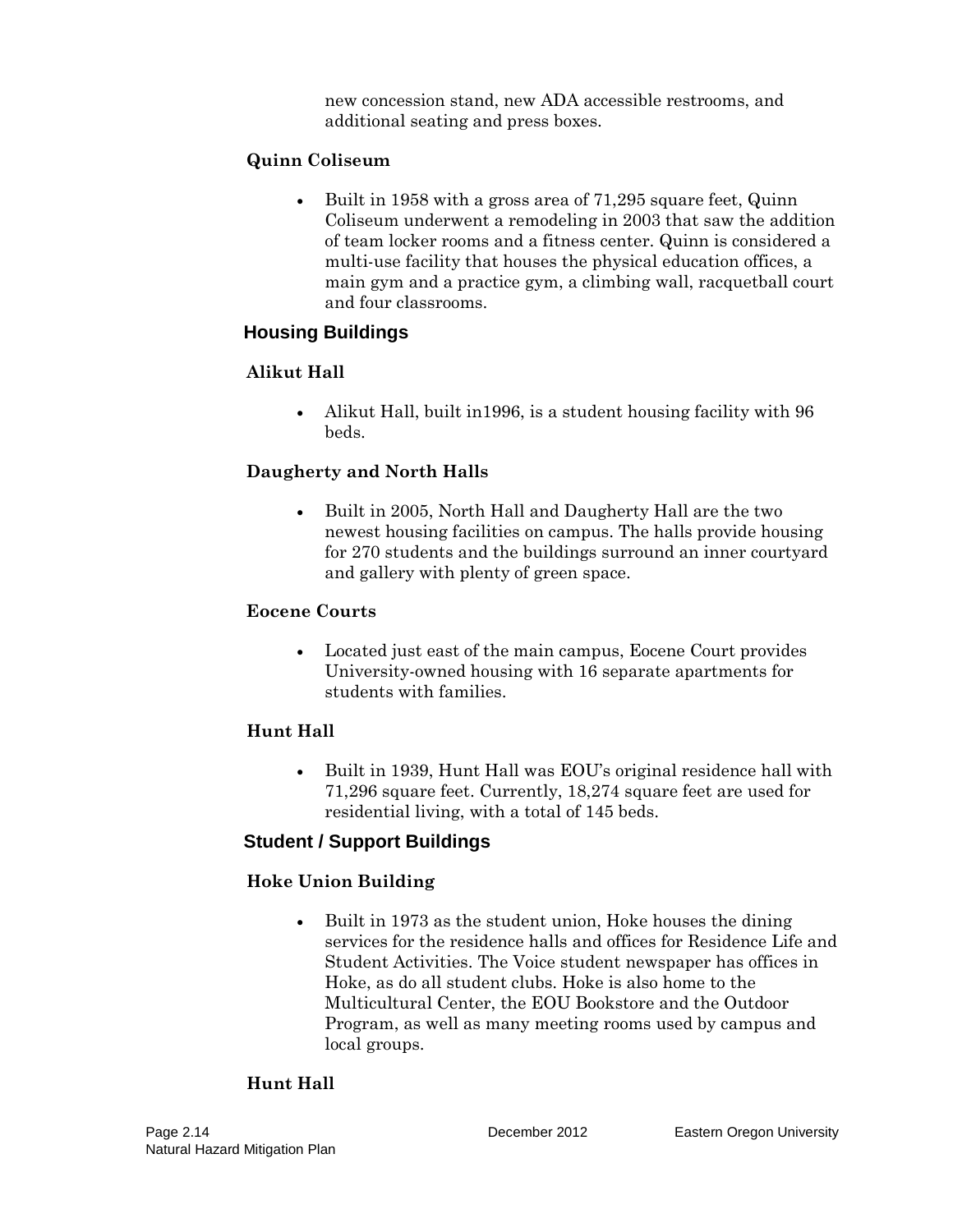new concession stand, new ADA accessible restrooms, and additional seating and press boxes.

### Quinn Coliseum

- Built in 1958 with a gross area of 71,295 square feet, Quinn Coliseum underwent a remodeling in 2003 that saw the addition of team locker rooms and a fitness center. Quinn is considered a multi-use facility that houses the physical education offices, a main gym and a practice gym, a climbing wall, racquetball court and four classrooms.

## Housing Buildings

### Alikut Hall

- Alikut Hall, built in1996, is a student housing facility with 96 beds.

### Daugherty and North Halls

- Built in 2005, North Hall and Daugherty Hall are the two newest housing facilities on campus. The halls provide housing for 270 students and the buildings surround an inner courtyard and gallery with plenty of green space.

### Eocene Courts

- Located just east of the main campus, Eocene Court provides University-owned housing with 16 separate apartments for students with families.

### Hunt Hall

- Built in 1939, Hunt Hall was EOU's original residence hall with 71,296 square feet. Currently, 18,274 square feet are used for residential living, with a total of 145 beds.

## Student / Support Buildings

### Hoke Union Building

- Built in 1973 as the student union, Hoke houses the dining services for the residence halls and offices for Residence Life and Student Activities. The Voice student newspaper has offices in Hoke, as do all student clubs. Hoke is also home to the Multicultural Center, the EOU Bookstore and the Outdoor Program, as well as many meeting rooms used by campus and local groups.

### Hunt Hall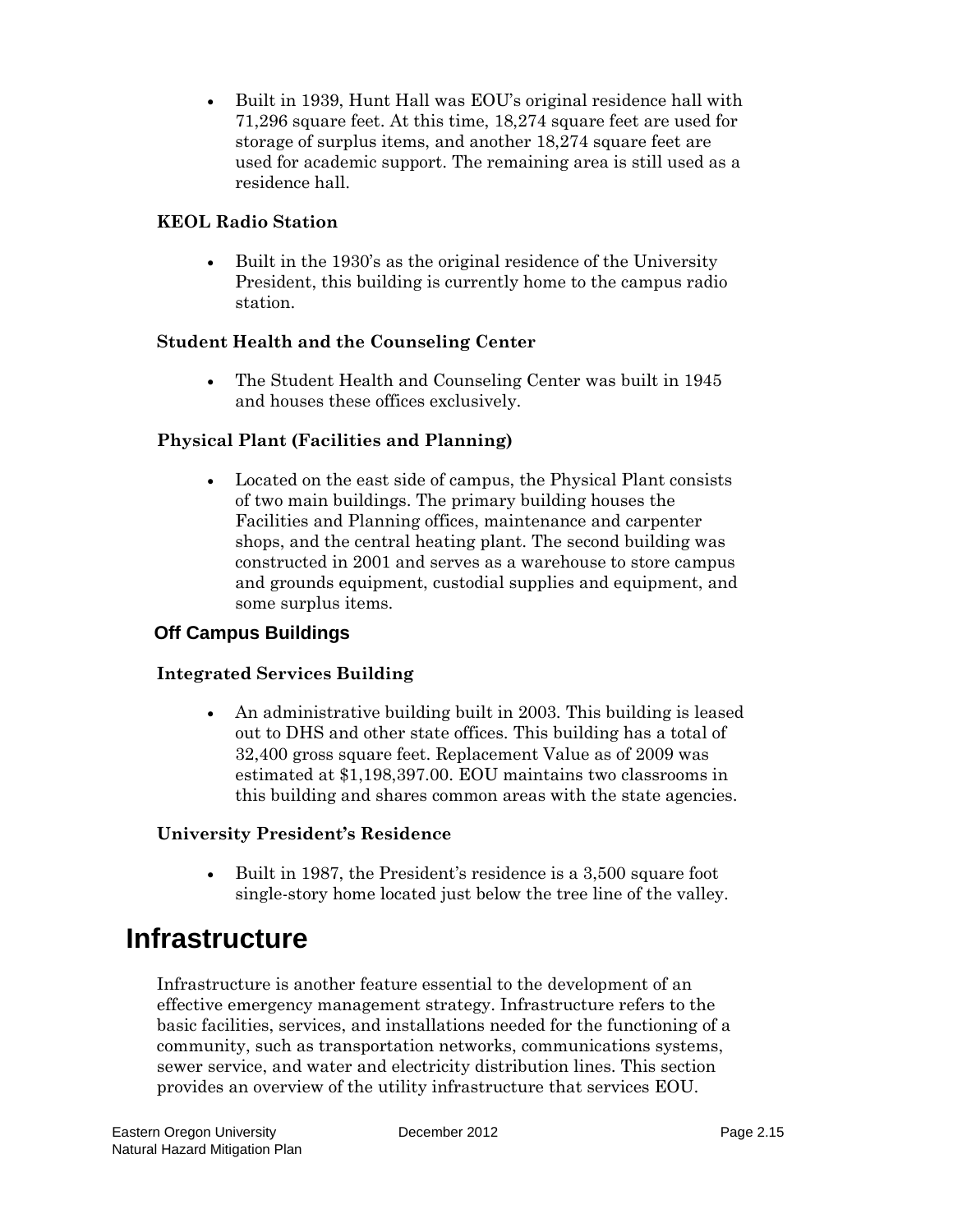- Built in 1939, Hunt Hall was EOU's original residence hall with 71,296 square feet. At this time, 18,274 square feet are used for storage of surplus items, and another 18,274 square feet are used for academic support. The remaining area is still used as a residence hall.

**KEOL Radio Station**

- Built in the 1930's as the original residence of the University President, this building is currently home to the campus radio station.

**Student Health and the Counseling Center**

- The Student Health and Counseling Center was built in 1945 and houses these offices exclusively.

**Physical Plant (Facilities and Planning)**

- Located on the east side of campus, the Physical Plant consists of two main buildings. The primary building houses the Facilities and Planning offices, maintenance and carpenter shops, and the central heating plant. The second building was constructed in 2001 and serves as a warehouse to store campus and grounds equipment, custodial supplies and equipment, and some surplus items.

### Off Campus Buildings

**Integrated Services Building**

- An administrative building built in 2003. This building is leased out to DHS and other state offices. This building has a total of 32,400 gross square feet. Replacement Value as of 2009 was estimated at $1,198,397.00. EOU maintains two classrooms in this building and shares common areas with the state agencies.

**University President's Residence**

- Built in 1987, the President's residence is a 3,500 square foot single-story home located just below the tree line of the valley.

## Infrastructure

Infrastructure is another feature essential to the development of an effective emergency management strategy. Infrastructure refers to the basic facilities, services, and installations needed for the functioning of a community, such as transportation networks, communications systems, sewer service, and water and electricity distribution lines. This section provides an overview of the utility infrastructure that services EOU.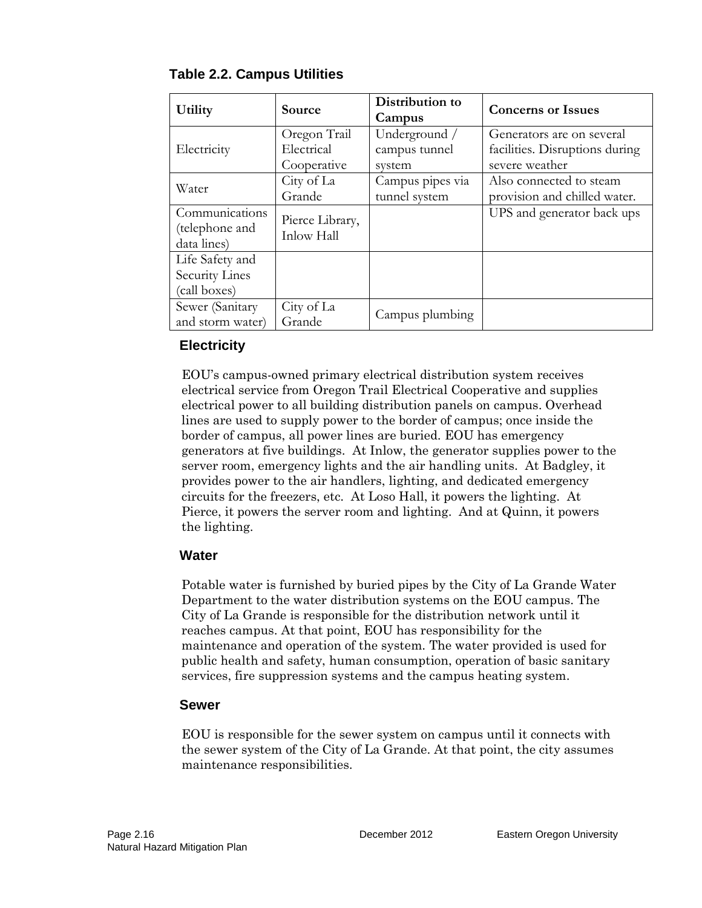**Table 2.2. Campus Utilities**

| Utility | Source | Distribution to Campus | Concerns or Issues |
| --- | --- | --- | --- |
| Electricity | Oregon Trail Electrical Cooperative | Underground / campus tunnel system | Generators are on several facilities. Disruptions during severe weather |
| Water | City of La Grande | Campus pipes via tunnel system | Also connected to steam provision and chilled water. |
| Communications (telephone and data lines) | Pierce Library, Inlow Hall | | UPS and generator back ups |
| Life Safety and Security Lines (call boxes) | | | |
| Sewer (Sanitary and storm water) | City of La Grande | Campus plumbing | |

## Electricity

EOU's campus-owned primary electrical distribution system receives electrical service from Oregon Trail Electrical Cooperative and supplies electrical power to all building distribution panels on campus. Overhead lines are used to supply power to the border of campus; once inside the border of campus, all power lines are buried. EOU has emergency generators at five buildings. At Inlow, the generator supplies power to the server room, emergency lights and the air handling units. At Badgley, it provides power to the air handlers, lighting, and dedicated emergency circuits for the freezers, etc. At Loso Hall, it powers the lighting. At Pierce, it powers the server room and lighting. And at Quinn, it powers the lighting.

## Water

Potable water is furnished by buried pipes by the City of La Grande Water Department to the water distribution systems on the EOU campus. The City of La Grande is responsible for the distribution network until it reaches campus. At that point, EOU has responsibility for the maintenance and operation of the system. The water provided is used for public health and safety, human consumption, operation of basic sanitary services, fire suppression systems and the campus heating system.

## Sewer

EOU is responsible for the sewer system on campus until it connects with the sewer system of the City of La Grande. At that point, the city assumes maintenance responsibilities.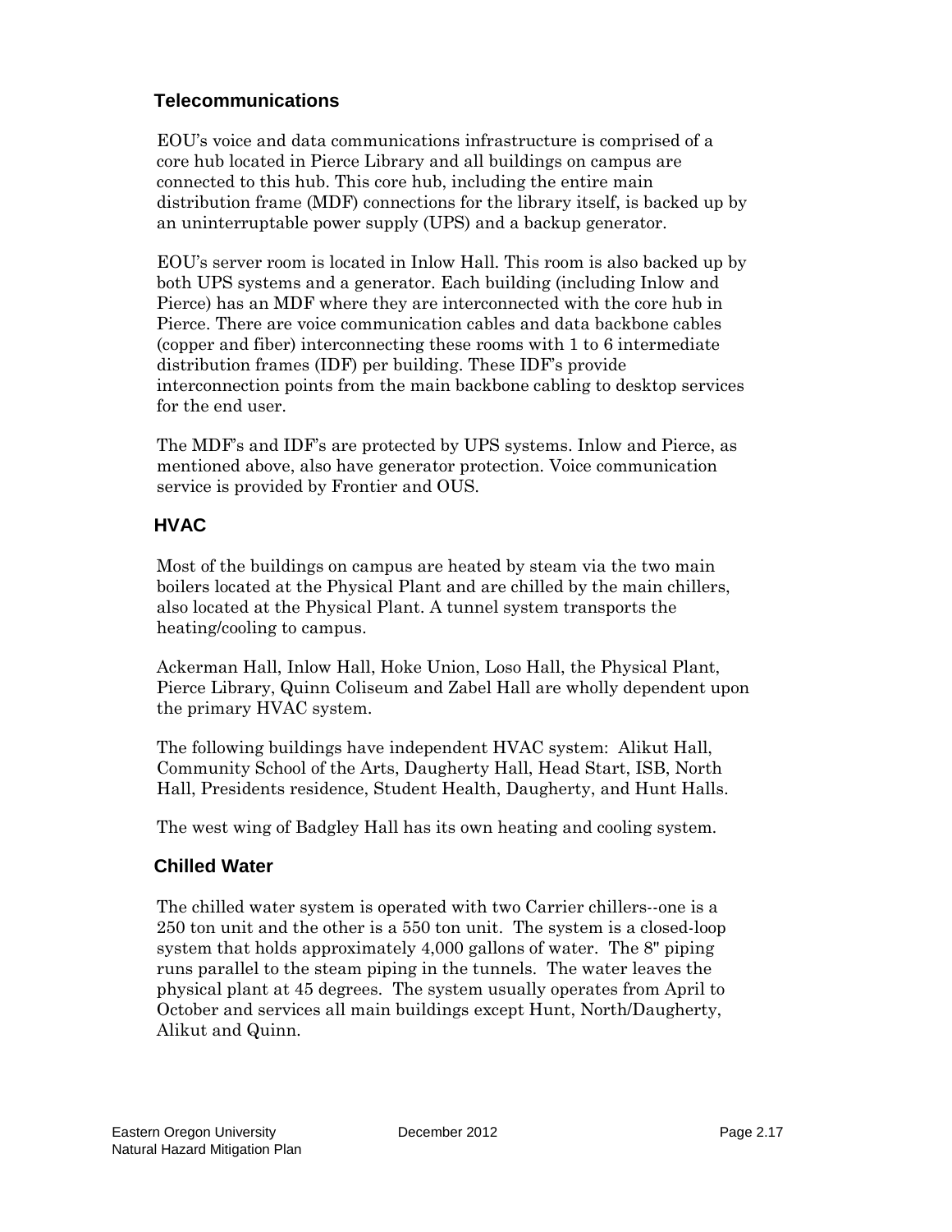## Telecommunications

EOU's voice and data communications infrastructure is comprised of a core hub located in Pierce Library and all buildings on campus are connected to this hub. This core hub, including the entire main distribution frame (MDF) connections for the library itself, is backed up by an uninterruptable power supply (UPS) and a backup generator.

EOU's server room is located in Inlow Hall. This room is also backed up by both UPS systems and a generator. Each building (including Inlow and Pierce) has an MDF where they are interconnected with the core hub in Pierce. There are voice communication cables and data backbone cables (copper and fiber) interconnecting these rooms with 1 to 6 intermediate distribution frames (IDF) per building. These IDF's provide interconnection points from the main backbone cabling to desktop services for the end user.

The MDF's and IDF's are protected by UPS systems. Inlow and Pierce, as mentioned above, also have generator protection. Voice communication service is provided by Frontier and OUS.

## HVAC

Most of the buildings on campus are heated by steam via the two main boilers located at the Physical Plant and are chilled by the main chillers, also located at the Physical Plant. A tunnel system transports the heating/cooling to campus.

Ackerman Hall, Inlow Hall, Hoke Union, Loso Hall, the Physical Plant, Pierce Library, Quinn Coliseum and Zabel Hall are wholly dependent upon the primary HVAC system.

The following buildings have independent HVAC system: Alikut Hall, Community School of the Arts, Daugherty Hall, Head Start, ISB, North Hall, Presidents residence, Student Health, Daugherty, and Hunt Halls.

The west wing of Badgley Hall has its own heating and cooling system.

## Chilled Water

The chilled water system is operated with two Carrier chillers--one is a 250 ton unit and the other is a 550 ton unit. The system is a closed-loop system that holds approximately 4,000 gallons of water. The 8" piping runs parallel to the steam piping in the tunnels. The water leaves the physical plant at 45 degrees. The system usually operates from April to October and services all main buildings except Hunt, North/Daugherty, Alikut and Quinn.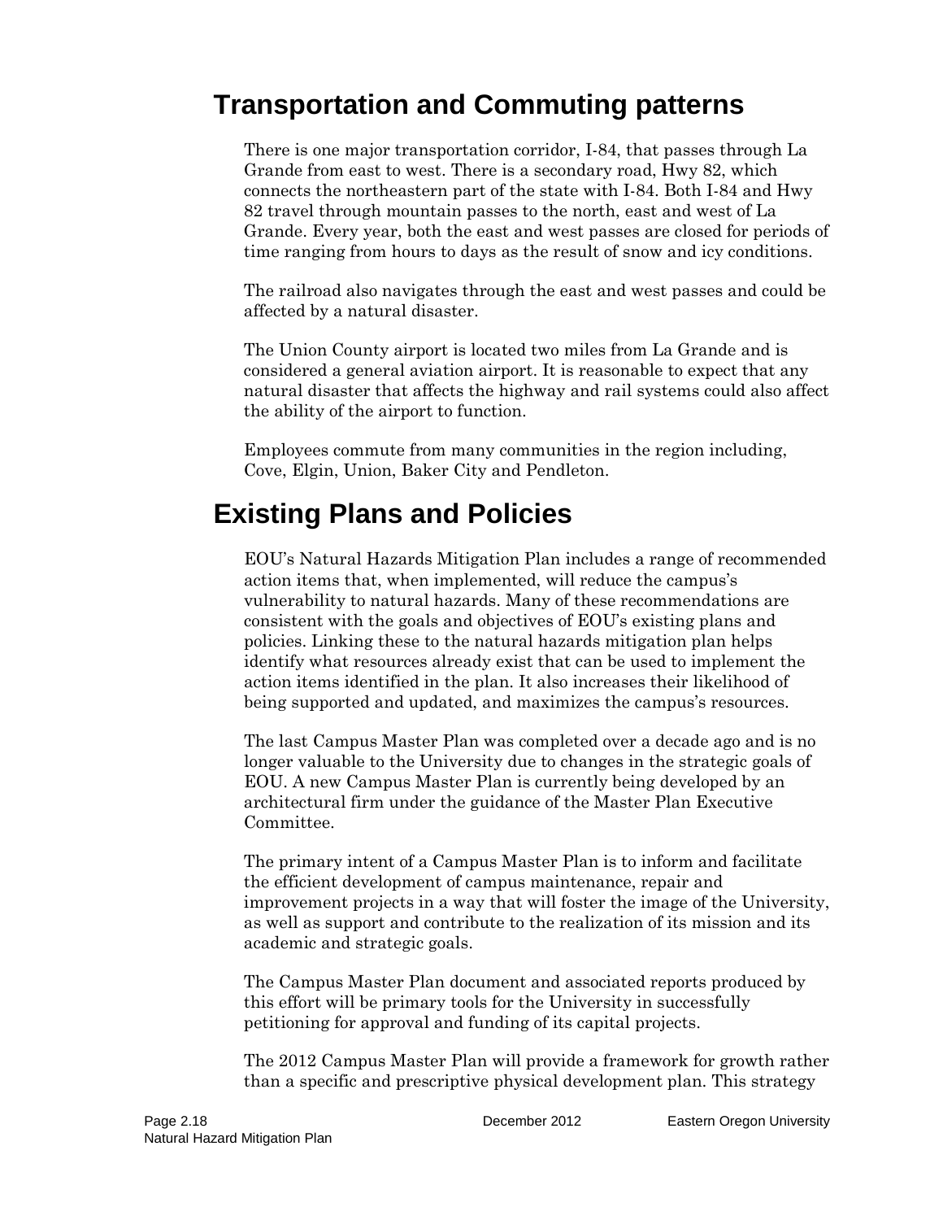## Transportation and Commuting patterns

There is one major transportation corridor, I-84, that passes through La Grande from east to west. There is a secondary road, Hwy 82, which connects the northeastern part of the state with I-84. Both I-84 and Hwy 82 travel through mountain passes to the north, east and west of La Grande. Every year, both the east and west passes are closed for periods of time ranging from hours to days as the result of snow and icy conditions.

The railroad also navigates through the east and west passes and could be affected by a natural disaster.

The Union County airport is located two miles from La Grande and is considered a general aviation airport. It is reasonable to expect that any natural disaster that affects the highway and rail systems could also affect the ability of the airport to function.

Employees commute from many communities in the region including, Cove, Elgin, Union, Baker City and Pendleton.

## Existing Plans and Policies

EOU's Natural Hazards Mitigation Plan includes a range of recommended action items that, when implemented, will reduce the campus's vulnerability to natural hazards. Many of these recommendations are consistent with the goals and objectives of EOU's existing plans and policies. Linking these to the natural hazards mitigation plan helps identify what resources already exist that can be used to implement the action items identified in the plan. It also increases their likelihood of being supported and updated, and maximizes the campus's resources.

The last Campus Master Plan was completed over a decade ago and is no longer valuable to the University due to changes in the strategic goals of EOU. A new Campus Master Plan is currently being developed by an architectural firm under the guidance of the Master Plan Executive Committee.

The primary intent of a Campus Master Plan is to inform and facilitate the efficient development of campus maintenance, repair and improvement projects in a way that will foster the image of the University, as well as support and contribute to the realization of its mission and its academic and strategic goals.

The Campus Master Plan document and associated reports produced by this effort will be primary tools for the University in successfully petitioning for approval and funding of its capital projects.

The 2012 Campus Master Plan will provide a framework for growth rather than a specific and prescriptive physical development plan. This strategy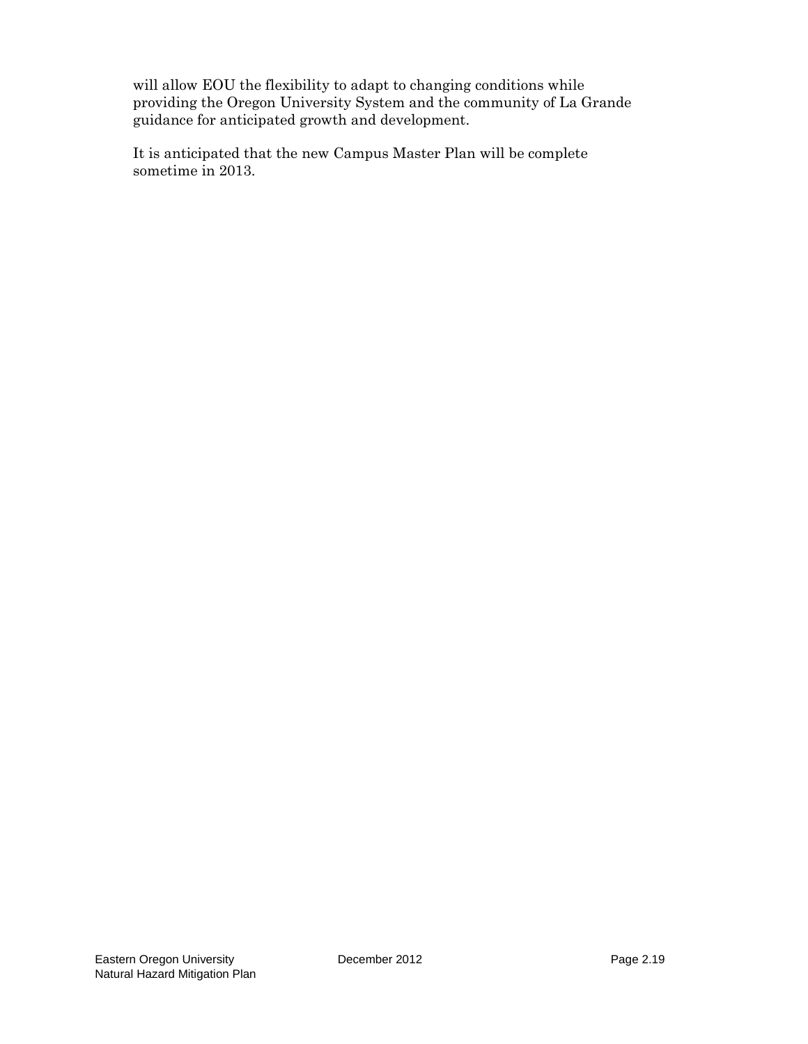will allow EOU the flexibility to adapt to changing conditions while providing the Oregon University System and the community of La Grande guidance for anticipated growth and development.

It is anticipated that the new Campus Master Plan will be complete sometime in 2013.